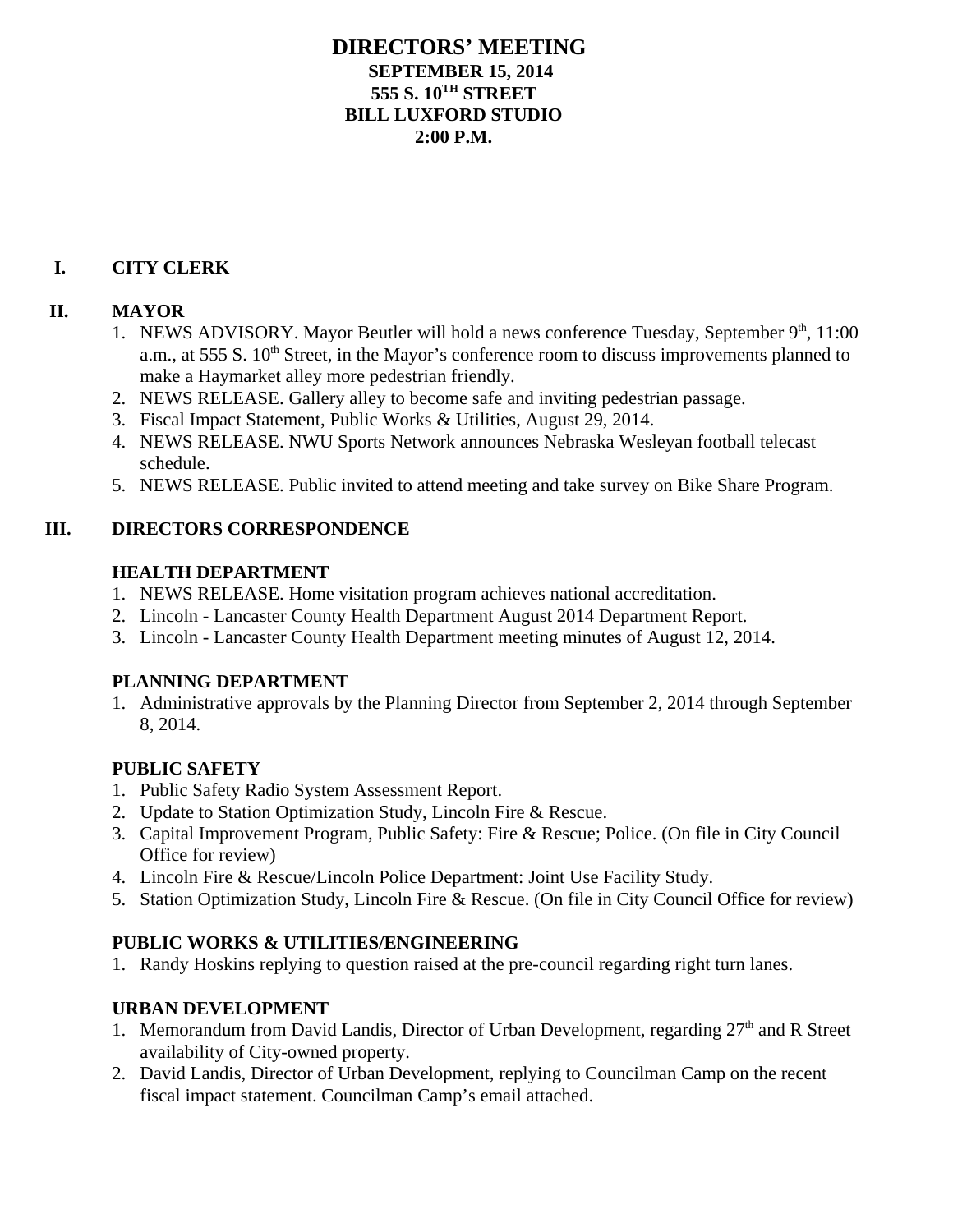# DIRECTORS' MEETING

**SEPTEMBER 15, 2014**
**555 S. 10TH STREET**
**BILL LUXFORD STUDIO**
**2:00 P.M.**

## I. CITY CLERK

## II. MAYOR

1. NEWS ADVISORY. Mayor Beutler will hold a news conference Tuesday, September 9th, 11:00 a.m., at 555 S. 10th Street, in the Mayor's conference room to discuss improvements planned to make a Haymarket alley more pedestrian friendly.
2. NEWS RELEASE. Gallery alley to become safe and inviting pedestrian passage.
3. Fiscal Impact Statement, Public Works & Utilities, August 29, 2014.
4. NEWS RELEASE. NWU Sports Network announces Nebraska Wesleyan football telecast schedule.
5. NEWS RELEASE. Public invited to attend meeting and take survey on Bike Share Program.

## III. DIRECTORS CORRESPONDENCE

### HEALTH DEPARTMENT

1. NEWS RELEASE. Home visitation program achieves national accreditation.
2. Lincoln - Lancaster County Health Department August 2014 Department Report.
3. Lincoln - Lancaster County Health Department meeting minutes of August 12, 2014.

### PLANNING DEPARTMENT

1. Administrative approvals by the Planning Director from September 2, 2014 through September 8, 2014.

### PUBLIC SAFETY

1. Public Safety Radio System Assessment Report.
2. Update to Station Optimization Study, Lincoln Fire & Rescue.
3. Capital Improvement Program, Public Safety: Fire & Rescue; Police. (On file in City Council Office for review)
4. Lincoln Fire & Rescue/Lincoln Police Department: Joint Use Facility Study.
5. Station Optimization Study, Lincoln Fire & Rescue. (On file in City Council Office for review)

### PUBLIC WORKS & UTILITIES/ENGINEERING

1. Randy Hoskins replying to question raised at the pre-council regarding right turn lanes.

### URBAN DEVELOPMENT

1. Memorandum from David Landis, Director of Urban Development, regarding 27th and R Street availability of City-owned property.
2. David Landis, Director of Urban Development, replying to Councilman Camp on the recent fiscal impact statement. Councilman Camp's email attached.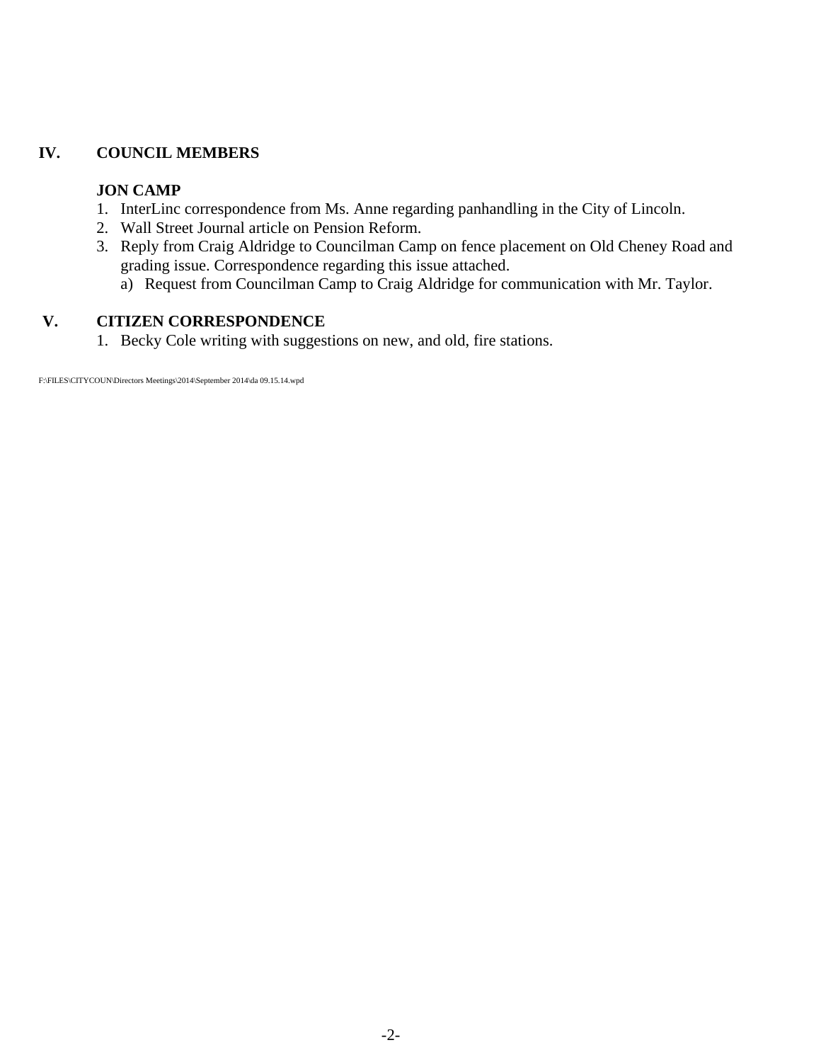## IV. COUNCIL MEMBERS

### JON CAMP

1. InterLinc correspondence from Ms. Anne regarding panhandling in the City of Lincoln.
2. Wall Street Journal article on Pension Reform.
3. Reply from Craig Aldridge to Councilman Camp on fence placement on Old Cheney Road and grading issue. Correspondence regarding this issue attached.
   a) Request from Councilman Camp to Craig Aldridge for communication with Mr. Taylor.

## V. CITIZEN CORRESPONDENCE

1. Becky Cole writing with suggestions on new, and old, fire stations.

F:\FILES\CITYCOUN\Directors Meetings\2014\September 2014\da 09.15.14.wpd